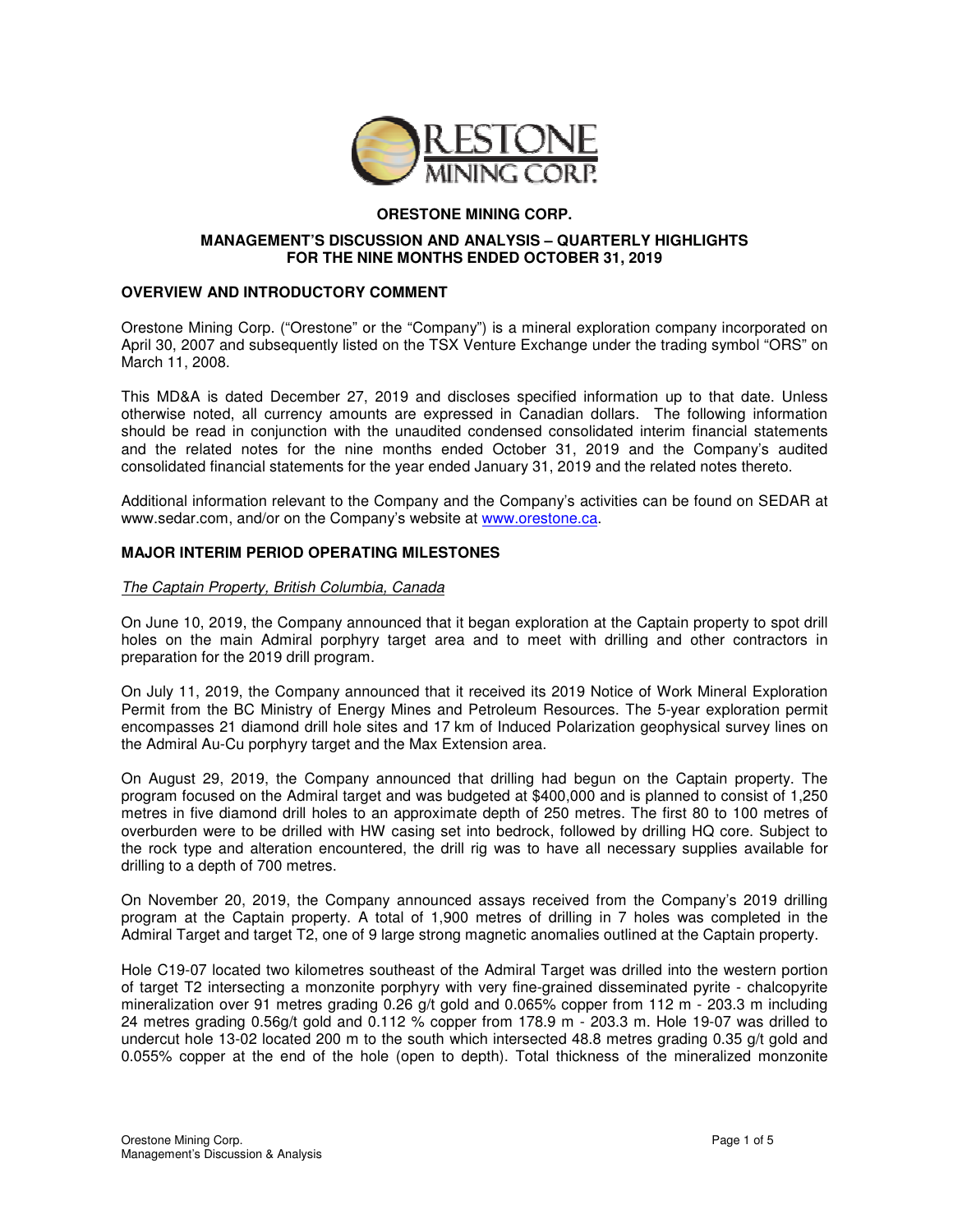# ORESTONE MINING CORP.

## MANAGEMENT'S DISCUSSION AND ANALYSIS – QUARTERLY HIGHLIGHTS FOR THE NINE MONTHS ENDED OCTOBER 31, 2019

### OVERVIEW AND INTRODUCTORY COMMENT

Orestone Mining Corp. ("Orestone" or the "Company") is a mineral exploration company incorporated on April 30, 2007 and subsequently listed on the TSX Venture Exchange under the trading symbol "ORS" on March 11, 2008.

This MD&A is dated December 27, 2019 and discloses specified information up to that date. Unless otherwise noted, all currency amounts are expressed in Canadian dollars. The following information should be read in conjunction with the unaudited condensed consolidated interim financial statements and the related notes for the nine months ended October 31, 2019 and the Company's audited consolidated financial statements for the year ended January 31, 2019 and the related notes thereto.

Additional information relevant to the Company and the Company's activities can be found on SEDAR at www.sedar.com, and/or on the Company's website at www.orestone.ca.

### MAJOR INTERIM PERIOD OPERATING MILESTONES

*The Captain Property, British Columbia, Canada*

On June 10, 2019, the Company announced that it began exploration at the Captain property to spot drill holes on the main Admiral porphyry target area and to meet with drilling and other contractors in preparation for the 2019 drill program.

On July 11, 2019, the Company announced that it received its 2019 Notice of Work Mineral Exploration Permit from the BC Ministry of Energy Mines and Petroleum Resources. The 5-year exploration permit encompasses 21 diamond drill hole sites and 17 km of Induced Polarization geophysical survey lines on the Admiral Au-Cu porphyry target and the Max Extension area.

On August 29, 2019, the Company announced that drilling had begun on the Captain property. The program focused on the Admiral target and was budgeted at $400,000 and is planned to consist of 1,250 metres in five diamond drill holes to an approximate depth of 250 metres. The first 80 to 100 metres of overburden were to be drilled with HW casing set into bedrock, followed by drilling HQ core. Subject to the rock type and alteration encountered, the drill rig was to have all necessary supplies available for drilling to a depth of 700 metres.

On November 20, 2019, the Company announced assays received from the Company's 2019 drilling program at the Captain property. A total of 1,900 metres of drilling in 7 holes was completed in the Admiral Target and target T2, one of 9 large strong magnetic anomalies outlined at the Captain property.

Hole C19-07 located two kilometres southeast of the Admiral Target was drilled into the western portion of target T2 intersecting a monzonite porphyry with very fine-grained disseminated pyrite - chalcopyrite mineralization over 91 metres grading 0.26 g/t gold and 0.065% copper from 112 m - 203.3 m including 24 metres grading 0.56g/t gold and 0.112 % copper from 178.9 m - 203.3 m. Hole 19-07 was drilled to undercut hole 13-02 located 200 m to the south which intersected 48.8 metres grading 0.35 g/t gold and 0.055% copper at the end of the hole (open to depth). Total thickness of the mineralized monzonite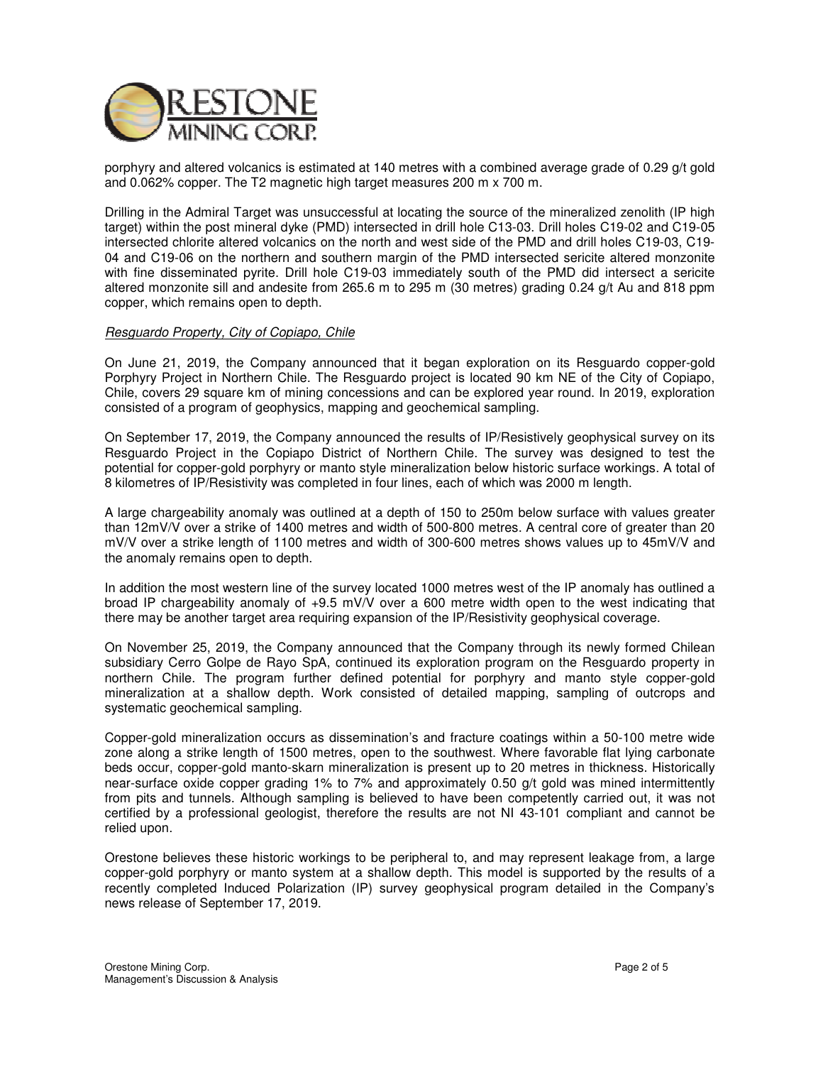porphyry and altered volcanics is estimated at 140 metres with a combined average grade of 0.29 g/t gold and 0.062% copper. The T2 magnetic high target measures 200 m x 700 m.

Drilling in the Admiral Target was unsuccessful at locating the source of the mineralized zenolith (IP high target) within the post mineral dyke (PMD) intersected in drill hole C13-03. Drill holes C19-02 and C19-05 intersected chlorite altered volcanics on the north and west side of the PMD and drill holes C19-03, C19-04 and C19-06 on the northern and southern margin of the PMD intersected sericite altered monzonite with fine disseminated pyrite. Drill hole C19-03 immediately south of the PMD did intersect a sericite altered monzonite sill and andesite from 265.6 m to 295 m (30 metres) grading 0.24 g/t Au and 818 ppm copper, which remains open to depth.

*Resguardo Property, City of Copiapo, Chile*

On June 21, 2019, the Company announced that it began exploration on its Resguardo copper-gold Porphyry Project in Northern Chile. The Resguardo project is located 90 km NE of the City of Copiapo, Chile, covers 29 square km of mining concessions and can be explored year round. In 2019, exploration consisted of a program of geophysics, mapping and geochemical sampling.

On September 17, 2019, the Company announced the results of IP/Resistively geophysical survey on its Resguardo Project in the Copiapo District of Northern Chile. The survey was designed to test the potential for copper-gold porphyry or manto style mineralization below historic surface workings. A total of 8 kilometres of IP/Resistivity was completed in four lines, each of which was 2000 m length.

A large chargeability anomaly was outlined at a depth of 150 to 250m below surface with values greater than 12mV/V over a strike of 1400 metres and width of 500-800 metres. A central core of greater than 20 mV/V over a strike length of 1100 metres and width of 300-600 metres shows values up to 45mV/V and the anomaly remains open to depth.

In addition the most western line of the survey located 1000 metres west of the IP anomaly has outlined a broad IP chargeability anomaly of +9.5 mV/V over a 600 metre width open to the west indicating that there may be another target area requiring expansion of the IP/Resistivity geophysical coverage.

On November 25, 2019, the Company announced that the Company through its newly formed Chilean subsidiary Cerro Golpe de Rayo SpA, continued its exploration program on the Resguardo property in northern Chile. The program further defined potential for porphyry and manto style copper-gold mineralization at a shallow depth. Work consisted of detailed mapping, sampling of outcrops and systematic geochemical sampling.

Copper-gold mineralization occurs as dissemination's and fracture coatings within a 50-100 metre wide zone along a strike length of 1500 metres, open to the southwest. Where favorable flat lying carbonate beds occur, copper-gold manto-skarn mineralization is present up to 20 metres in thickness. Historically near-surface oxide copper grading 1% to 7% and approximately 0.50 g/t gold was mined intermittently from pits and tunnels. Although sampling is believed to have been competently carried out, it was not certified by a professional geologist, therefore the results are not NI 43-101 compliant and cannot be relied upon.

Orestone believes these historic workings to be peripheral to, and may represent leakage from, a large copper-gold porphyry or manto system at a shallow depth. This model is supported by the results of a recently completed Induced Polarization (IP) survey geophysical program detailed in the Company's news release of September 17, 2019.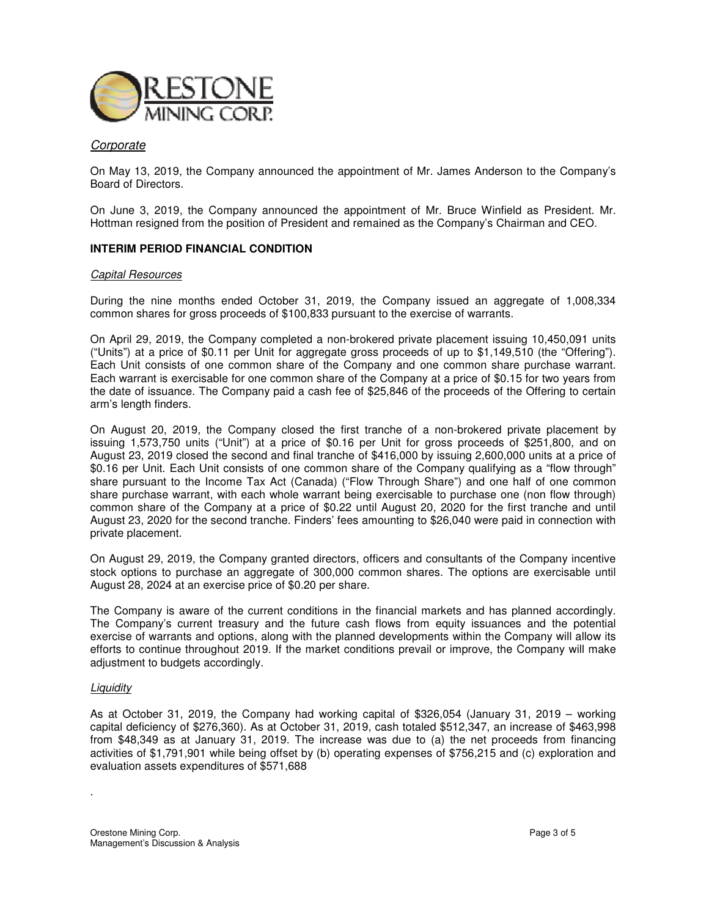*Corporate*

On May 13, 2019, the Company announced the appointment of Mr. James Anderson to the Company's Board of Directors.

On June 3, 2019, the Company announced the appointment of Mr. Bruce Winfield as President. Mr. Hottman resigned from the position of President and remained as the Company's Chairman and CEO.

## INTERIM PERIOD FINANCIAL CONDITION

*Capital Resources*

During the nine months ended October 31, 2019, the Company issued an aggregate of 1,008,334 common shares for gross proceeds of $100,833 pursuant to the exercise of warrants.

On April 29, 2019, the Company completed a non-brokered private placement issuing 10,450,091 units ("Units") at a price of $0.11 per Unit for aggregate gross proceeds of up to $1,149,510 (the "Offering"). Each Unit consists of one common share of the Company and one common share purchase warrant. Each warrant is exercisable for one common share of the Company at a price of $0.15 for two years from the date of issuance. The Company paid a cash fee of $25,846 of the proceeds of the Offering to certain arm's length finders.

On August 20, 2019, the Company closed the first tranche of a non-brokered private placement by issuing 1,573,750 units ("Unit") at a price of $0.16 per Unit for gross proceeds of $251,800, and on August 23, 2019 closed the second and final tranche of $416,000 by issuing 2,600,000 units at a price of $0.16 per Unit. Each Unit consists of one common share of the Company qualifying as a "flow through" share pursuant to the Income Tax Act (Canada) ("Flow Through Share") and one half of one common share purchase warrant, with each whole warrant being exercisable to purchase one (non flow through) common share of the Company at a price of $0.22 until August 20, 2020 for the first tranche and until August 23, 2020 for the second tranche. Finders' fees amounting to $26,040 were paid in connection with private placement.

On August 29, 2019, the Company granted directors, officers and consultants of the Company incentive stock options to purchase an aggregate of 300,000 common shares. The options are exercisable until August 28, 2024 at an exercise price of $0.20 per share.

The Company is aware of the current conditions in the financial markets and has planned accordingly. The Company's current treasury and the future cash flows from equity issuances and the potential exercise of warrants and options, along with the planned developments within the Company will allow its efforts to continue throughout 2019. If the market conditions prevail or improve, the Company will make adjustment to budgets accordingly.

*Liquidity*

As at October 31, 2019, the Company had working capital of $326,054 (January 31, 2019 – working capital deficiency of $276,360). As at October 31, 2019, cash totaled $512,347, an increase of $463,998 from $48,349 as at January 31, 2019. The increase was due to (a) the net proceeds from financing activities of $1,791,901 while being offset by (b) operating expenses of $756,215 and (c) exploration and evaluation assets expenditures of $571,688

.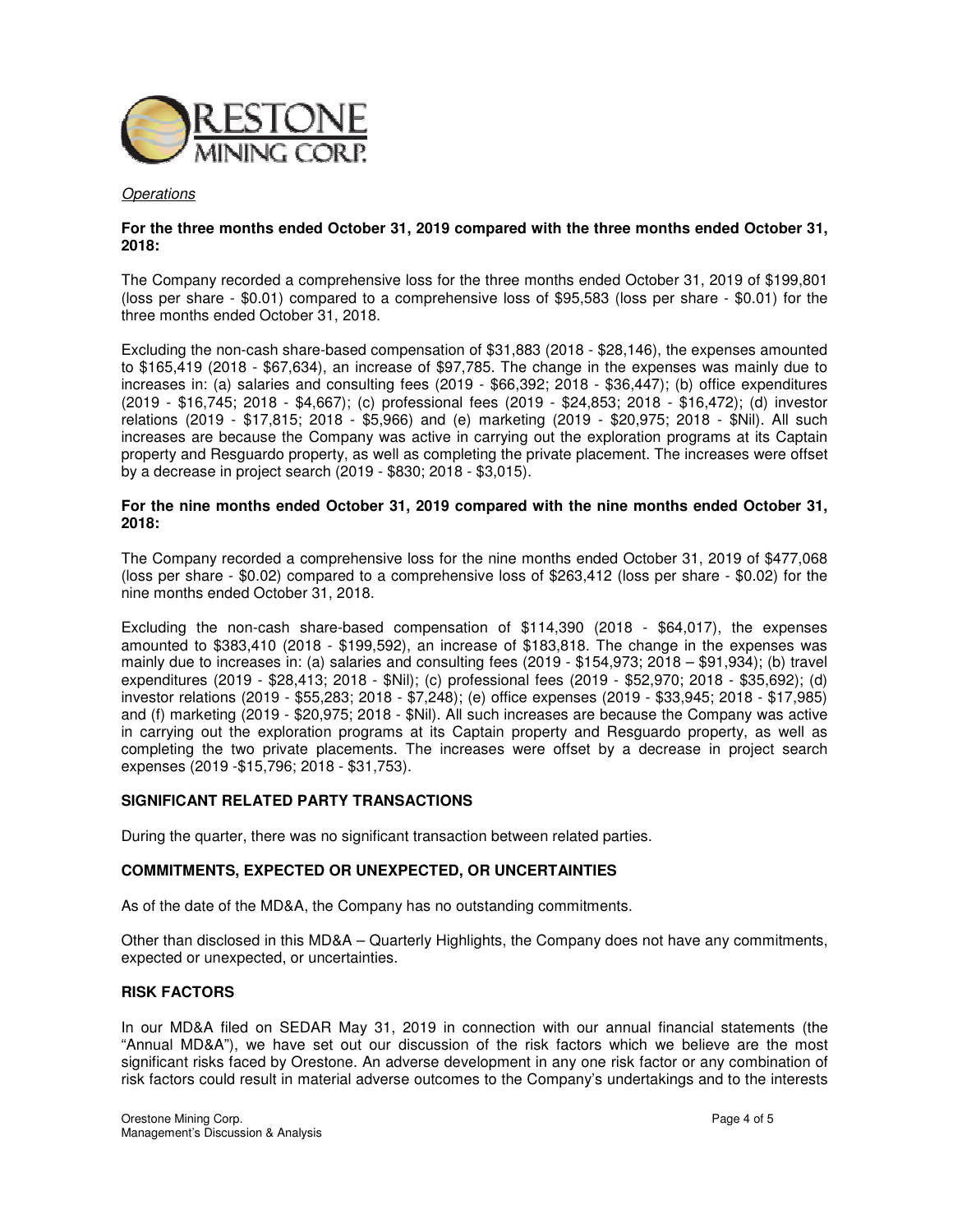*Operations*

**For the three months ended October 31, 2019 compared with the three months ended October 31, 2018:**

The Company recorded a comprehensive loss for the three months ended October 31, 2019 of $199,801 (loss per share - $0.01) compared to a comprehensive loss of $95,583 (loss per share - $0.01) for the three months ended October 31, 2018.

Excluding the non-cash share-based compensation of $31,883 (2018 - $28,146), the expenses amounted to $165,419 (2018 - $67,634), an increase of $97,785. The change in the expenses was mainly due to increases in: (a) salaries and consulting fees (2019 - $66,392; 2018 - $36,447); (b) office expenditures (2019 - $16,745; 2018 - $4,667); (c) professional fees (2019 - $24,853; 2018 - $16,472); (d) investor relations (2019 - $17,815; 2018 - $5,966) and (e) marketing (2019 - $20,975; 2018 - $Nil). All such increases are because the Company was active in carrying out the exploration programs at its Captain property and Resguardo property, as well as completing the private placement. The increases were offset by a decrease in project search (2019 - $830; 2018 - $3,015).

**For the nine months ended October 31, 2019 compared with the nine months ended October 31, 2018:**

The Company recorded a comprehensive loss for the nine months ended October 31, 2019 of $477,068 (loss per share - $0.02) compared to a comprehensive loss of $263,412 (loss per share - $0.02) for the nine months ended October 31, 2018.

Excluding the non-cash share-based compensation of $114,390 (2018 - $64,017), the expenses amounted to $383,410 (2018 - $199,592), an increase of $183,818. The change in the expenses was mainly due to increases in: (a) salaries and consulting fees (2019 - $154,973; 2018 – $91,934); (b) travel expenditures (2019 - $28,413; 2018 - $Nil); (c) professional fees (2019 - $52,970; 2018 - $35,692); (d) investor relations (2019 - $55,283; 2018 - $7,248); (e) office expenses (2019 - $33,945; 2018 - $17,985) and (f) marketing (2019 - $20,975; 2018 - $Nil). All such increases are because the Company was active in carrying out the exploration programs at its Captain property and Resguardo property, as well as completing the two private placements. The increases were offset by a decrease in project search expenses (2019 -$15,796; 2018 - $31,753).

## SIGNIFICANT RELATED PARTY TRANSACTIONS

During the quarter, there was no significant transaction between related parties.

## COMMITMENTS, EXPECTED OR UNEXPECTED, OR UNCERTAINTIES

As of the date of the MD&A, the Company has no outstanding commitments.

Other than disclosed in this MD&A – Quarterly Highlights, the Company does not have any commitments, expected or unexpected, or uncertainties.

## RISK FACTORS

In our MD&A filed on SEDAR May 31, 2019 in connection with our annual financial statements (the "Annual MD&A"), we have set out our discussion of the risk factors which we believe are the most significant risks faced by Orestone. An adverse development in any one risk factor or any combination of risk factors could result in material adverse outcomes to the Company's undertakings and to the interests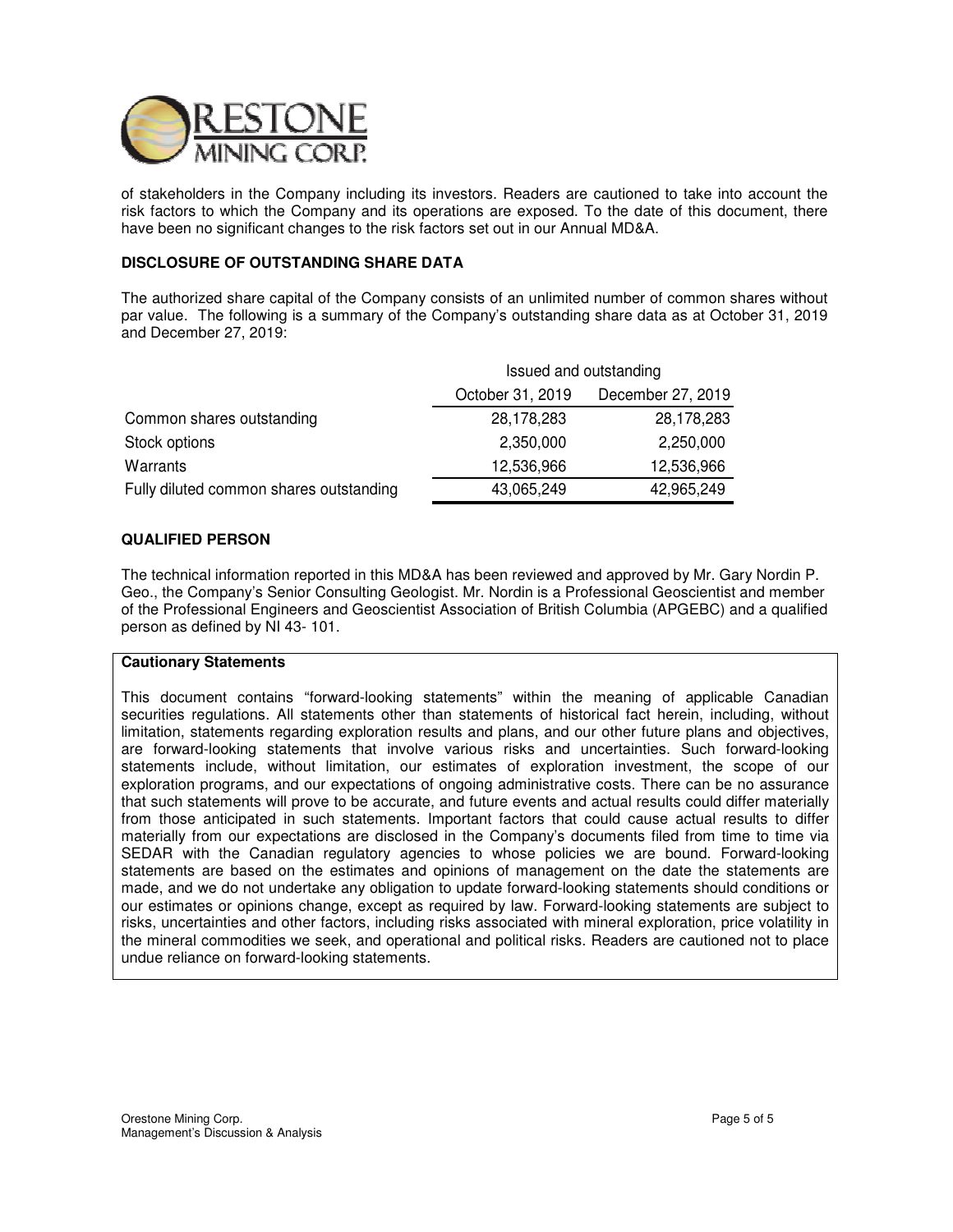of stakeholders in the Company including its investors. Readers are cautioned to take into account the risk factors to which the Company and its operations are exposed. To the date of this document, there have been no significant changes to the risk factors set out in our Annual MD&A.

## DISCLOSURE OF OUTSTANDING SHARE DATA

The authorized share capital of the Company consists of an unlimited number of common shares without par value. The following is a summary of the Company's outstanding share data as at October 31, 2019 and December 27, 2019:

| | Issued and outstanding | |
|---|---|---|
| | October 31, 2019 | December 27, 2019 |
| Common shares outstanding | 28,178,283 | 28,178,283 |
| Stock options | 2,350,000 | 2,250,000 |
| Warrants | 12,536,966 | 12,536,966 |
| Fully diluted common shares outstanding | 43,065,249 | 42,965,249 |

## QUALIFIED PERSON

The technical information reported in this MD&A has been reviewed and approved by Mr. Gary Nordin P. Geo., the Company's Senior Consulting Geologist. Mr. Nordin is a Professional Geoscientist and member of the Professional Engineers and Geoscientist Association of British Columbia (APGEBC) and a qualified person as defined by NI 43- 101.

**Cautionary Statements**

This document contains "forward-looking statements" within the meaning of applicable Canadian securities regulations. All statements other than statements of historical fact herein, including, without limitation, statements regarding exploration results and plans, and our other future plans and objectives, are forward-looking statements that involve various risks and uncertainties. Such forward-looking statements include, without limitation, our estimates of exploration investment, the scope of our exploration programs, and our expectations of ongoing administrative costs. There can be no assurance that such statements will prove to be accurate, and future events and actual results could differ materially from those anticipated in such statements. Important factors that could cause actual results to differ materially from our expectations are disclosed in the Company's documents filed from time to time via SEDAR with the Canadian regulatory agencies to whose policies we are bound. Forward-looking statements are based on the estimates and opinions of management on the date the statements are made, and we do not undertake any obligation to update forward-looking statements should conditions or our estimates or opinions change, except as required by law. Forward-looking statements are subject to risks, uncertainties and other factors, including risks associated with mineral exploration, price volatility in the mineral commodities we seek, and operational and political risks. Readers are cautioned not to place undue reliance on forward-looking statements.